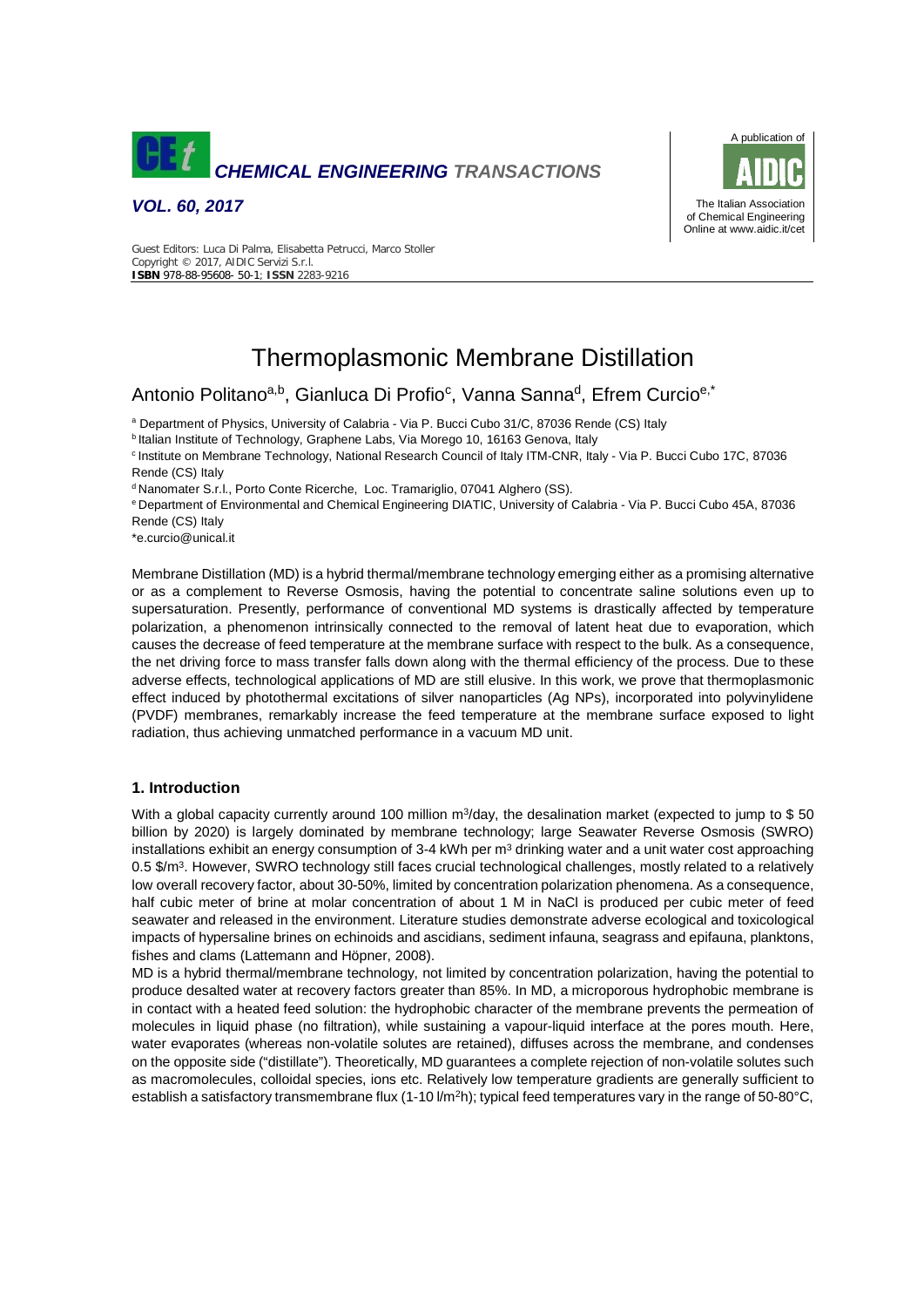# Thermoplasmonic Membrane Distillation

Antonio Politano[a,b], Gianluca Di Profio[c], Vanna Sanna[d], Efrem Curcio[e,*]

[a] Department of Physics, University of Calabria - Via P. Bucci Cubo 31/C, 87036 Rende (CS) Italy

[b] Italian Institute of Technology, Graphene Labs, Via Morego 10, 16163 Genova, Italy

[c] Institute on Membrane Technology, National Research Council of Italy ITM-CNR, Italy - Via P. Bucci Cubo 17C, 87036 Rende (CS) Italy

[d] Nanomater S.r.l., Porto Conte Ricerche, Loc. Tramariglio, 07041 Alghero (SS).

[e] Department of Environmental and Chemical Engineering DIATIC, University of Calabria - Via P. Bucci Cubo 45A, 87036 Rende (CS) Italy

*e.curcio@unical.it

Membrane Distillation (MD) is a hybrid thermal/membrane technology emerging either as a promising alternative or as a complement to Reverse Osmosis, having the potential to concentrate saline solutions even up to supersaturation. Presently, performance of conventional MD systems is drastically affected by temperature polarization, a phenomenon intrinsically connected to the removal of latent heat due to evaporation, which causes the decrease of feed temperature at the membrane surface with respect to the bulk. As a consequence, the net driving force to mass transfer falls down along with the thermal efficiency of the process. Due to these adverse effects, technological applications of MD are still elusive. In this work, we prove that thermoplasmonic effect induced by photothermal excitations of silver nanoparticles (Ag NPs), incorporated into polyvinylidene (PVDF) membranes, remarkably increase the feed temperature at the membrane surface exposed to light radiation, thus achieving unmatched performance in a vacuum MD unit.

## 1. Introduction

With a global capacity currently around 100 million $m^3$/day, the desalination market (expected to jump to $ 50 billion by 2020) is largely dominated by membrane technology; large Seawater Reverse Osmosis (SWRO) installations exhibit an energy consumption of 3-4 kWh per $m^3$ drinking water and a unit water cost approaching 0.5 $/$m^3$. However, SWRO technology still faces crucial technological challenges, mostly related to a relatively low overall recovery factor, about 30-50%, limited by concentration polarization phenomena. As a consequence, half cubic meter of brine at molar concentration of about 1 M in NaCl is produced per cubic meter of feed seawater and released in the environment. Literature studies demonstrate adverse ecological and toxicological impacts of hypersaline brines on echinoids and ascidians, sediment infauna, seagrass and epifauna, planktons, fishes and clams (Lattemann and Höpner, 2008).

MD is a hybrid thermal/membrane technology, not limited by concentration polarization, having the potential to produce desalted water at recovery factors greater than 85%. In MD, a microporous hydrophobic membrane is in contact with a heated feed solution: the hydrophobic character of the membrane prevents the permeation of molecules in liquid phase (no filtration), while sustaining a vapour-liquid interface at the pores mouth. Here, water evaporates (whereas non-volatile solutes are retained), diffuses across the membrane, and condenses on the opposite side ("distillate"). Theoretically, MD guarantees a complete rejection of non-volatile solutes such as macromolecules, colloidal species, ions etc. Relatively low temperature gradients are generally sufficient to establish a satisfactory transmembrane flux (1-10 l/$m^2$h); typical feed temperatures vary in the range of 50-80°C,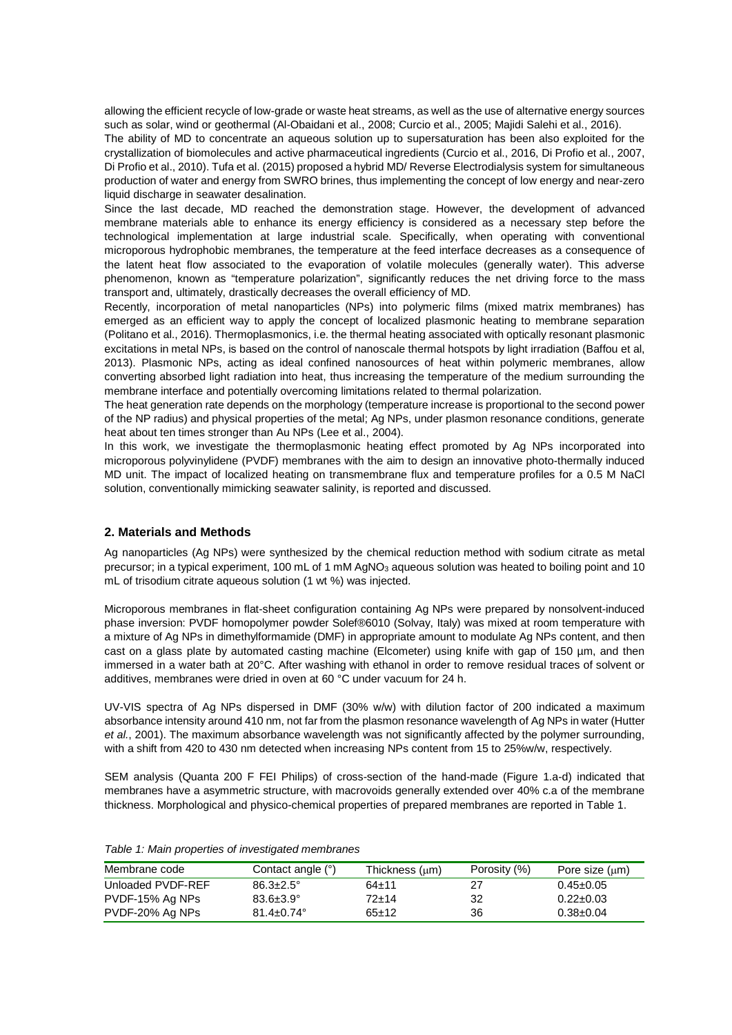allowing the efficient recycle of low-grade or waste heat streams, as well as the use of alternative energy sources such as solar, wind or geothermal (Al-Obaidani et al., 2008; Curcio et al., 2005; Majidi Salehi et al., 2016).

The ability of MD to concentrate an aqueous solution up to supersaturation has been also exploited for the crystallization of biomolecules and active pharmaceutical ingredients (Curcio et al., 2016, Di Profio et al., 2007, Di Profio et al., 2010). Tufa et al. (2015) proposed a hybrid MD/ Reverse Electrodialysis system for simultaneous production of water and energy from SWRO brines, thus implementing the concept of low energy and near-zero liquid discharge in seawater desalination.

Since the last decade, MD reached the demonstration stage. However, the development of advanced membrane materials able to enhance its energy efficiency is considered as a necessary step before the technological implementation at large industrial scale. Specifically, when operating with conventional microporous hydrophobic membranes, the temperature at the feed interface decreases as a consequence of the latent heat flow associated to the evaporation of volatile molecules (generally water). This adverse phenomenon, known as "temperature polarization", significantly reduces the net driving force to the mass transport and, ultimately, drastically decreases the overall efficiency of MD.

Recently, incorporation of metal nanoparticles (NPs) into polymeric films (mixed matrix membranes) has emerged as an efficient way to apply the concept of localized plasmonic heating to membrane separation (Politano et al., 2016). Thermoplasmonics, i.e. the thermal heating associated with optically resonant plasmonic excitations in metal NPs, is based on the control of nanoscale thermal hotspots by light irradiation (Baffou et al, 2013). Plasmonic NPs, acting as ideal confined nanosources of heat within polymeric membranes, allow converting absorbed light radiation into heat, thus increasing the temperature of the medium surrounding the membrane interface and potentially overcoming limitations related to thermal polarization.

The heat generation rate depends on the morphology (temperature increase is proportional to the second power of the NP radius) and physical properties of the metal; Ag NPs, under plasmon resonance conditions, generate heat about ten times stronger than Au NPs (Lee et al., 2004).

In this work, we investigate the thermoplasmonic heating effect promoted by Ag NPs incorporated into microporous polyvinylidene (PVDF) membranes with the aim to design an innovative photo-thermally induced MD unit. The impact of localized heating on transmembrane flux and temperature profiles for a 0.5 M NaCl solution, conventionally mimicking seawater salinity, is reported and discussed.

## 2. Materials and Methods

Ag nanoparticles (Ag NPs) were synthesized by the chemical reduction method with sodium citrate as metal precursor; in a typical experiment, 100 mL of 1 mM $AgNO_3$ aqueous solution was heated to boiling point and 10 mL of trisodium citrate aqueous solution (1 wt %) was injected.

Microporous membranes in flat-sheet configuration containing Ag NPs were prepared by nonsolvent-induced phase inversion: PVDF homopolymer powder Solef®6010 (Solvay, Italy) was mixed at room temperature with a mixture of Ag NPs in dimethylformamide (DMF) in appropriate amount to modulate Ag NPs content, and then cast on a glass plate by automated casting machine (Elcometer) using knife with gap of 150 μm, and then immersed in a water bath at 20°C. After washing with ethanol in order to remove residual traces of solvent or additives, membranes were dried in oven at 60 °C under vacuum for 24 h.

UV-VIS spectra of Ag NPs dispersed in DMF (30% w/w) with dilution factor of 200 indicated a maximum absorbance intensity around 410 nm, not far from the plasmon resonance wavelength of Ag NPs in water (Hutter *et al.*, 2001). The maximum absorbance wavelength was not significantly affected by the polymer surrounding, with a shift from 420 to 430 nm detected when increasing NPs content from 15 to 25%w/w, respectively.

SEM analysis (Quanta 200 F FEI Philips) of cross-section of the hand-made (Figure 1.a-d) indicated that membranes have a asymmetric structure, with macrovoids generally extended over 40% c.a of the membrane thickness. Morphological and physico-chemical properties of prepared membranes are reported in Table 1.

*Table 1: Main properties of investigated membranes*

| Membrane code | Contact angle (°) | Thickness (μm) | Porosity (%) | Pore size (μm) |
|---|---|---|---|---|
| Unloaded PVDF-REF | 86.3±2.5° | 64±11 | 27 | 0.45±0.05 |
| PVDF-15% Ag NPs | 83.6±3.9° | 72±14 | 32 | 0.22±0.03 |
| PVDF-20% Ag NPs | 81.4±0.74° | 65±12 | 36 | 0.38±0.04 |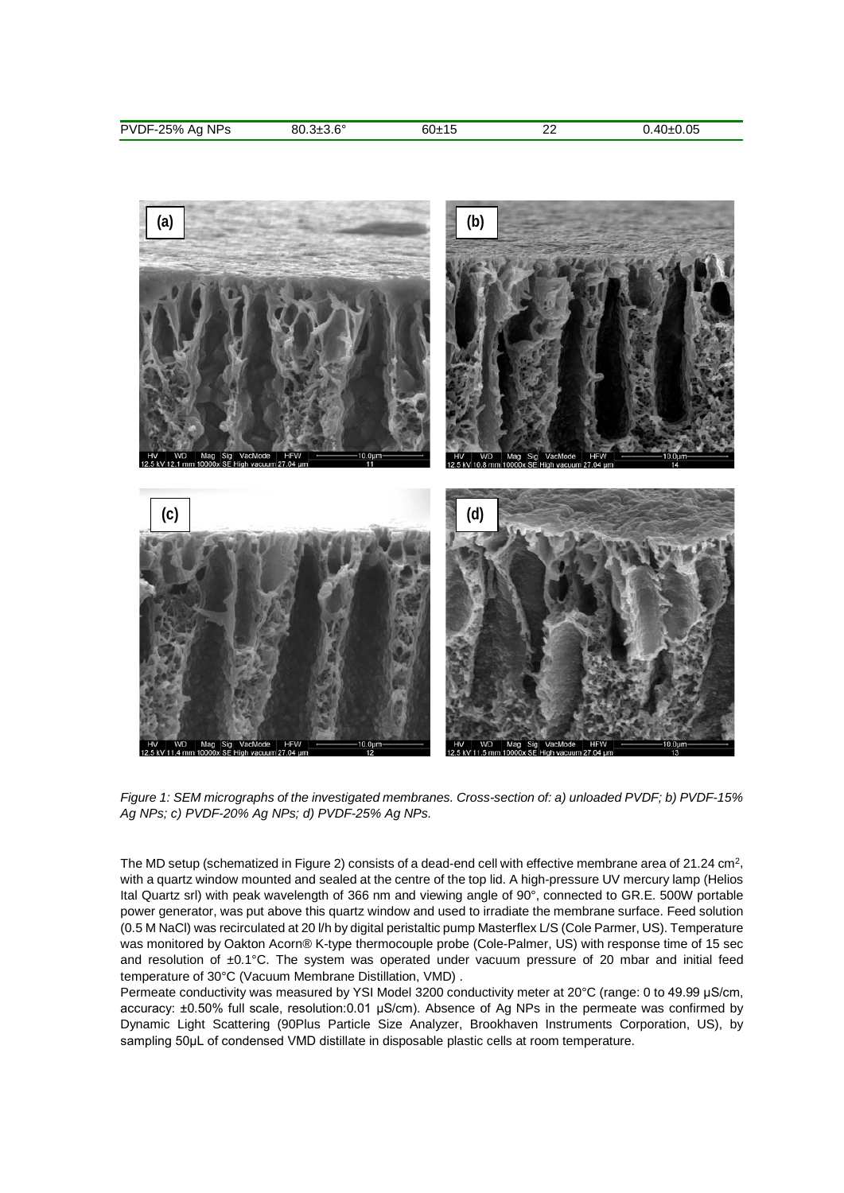| PVDF-25% Ag NPs | 80.3±3.6° | 60±15 | 22 | 0.40±0.05 |
|---|---|---|---|---|

*Figure 1: SEM micrographs of the investigated membranes. Cross-section of: a) unloaded PVDF; b) PVDF-15% Ag NPs; c) PVDF-20% Ag NPs; d) PVDF-25% Ag NPs.*

The MD setup (schematized in Figure 2) consists of a dead-end cell with effective membrane area of 21.24 $cm^2$, with a quartz window mounted and sealed at the centre of the top lid. A high-pressure UV mercury lamp (Helios Ital Quartz srl) with peak wavelength of 366 nm and viewing angle of 90°, connected to GR.E. 500W portable power generator, was put above this quartz window and used to irradiate the membrane surface. Feed solution (0.5 M NaCl) was recirculated at 20 l/h by digital peristaltic pump Masterflex L/S (Cole Parmer, US). Temperature was monitored by Oakton Acorn® K-type thermocouple probe (Cole-Palmer, US) with response time of 15 sec and resolution of ±0.1°C. The system was operated under vacuum pressure of 20 mbar and initial feed temperature of 30°C (Vacuum Membrane Distillation, VMD) .

Permeate conductivity was measured by YSI Model 3200 conductivity meter at 20°C (range: 0 to 49.99 µS/cm, accuracy: ±0.50% full scale, resolution:0.01 µS/cm). Absence of Ag NPs in the permeate was confirmed by Dynamic Light Scattering (90Plus Particle Size Analyzer, Brookhaven Instruments Corporation, US), by sampling 50µL of condensed VMD distillate in disposable plastic cells at room temperature.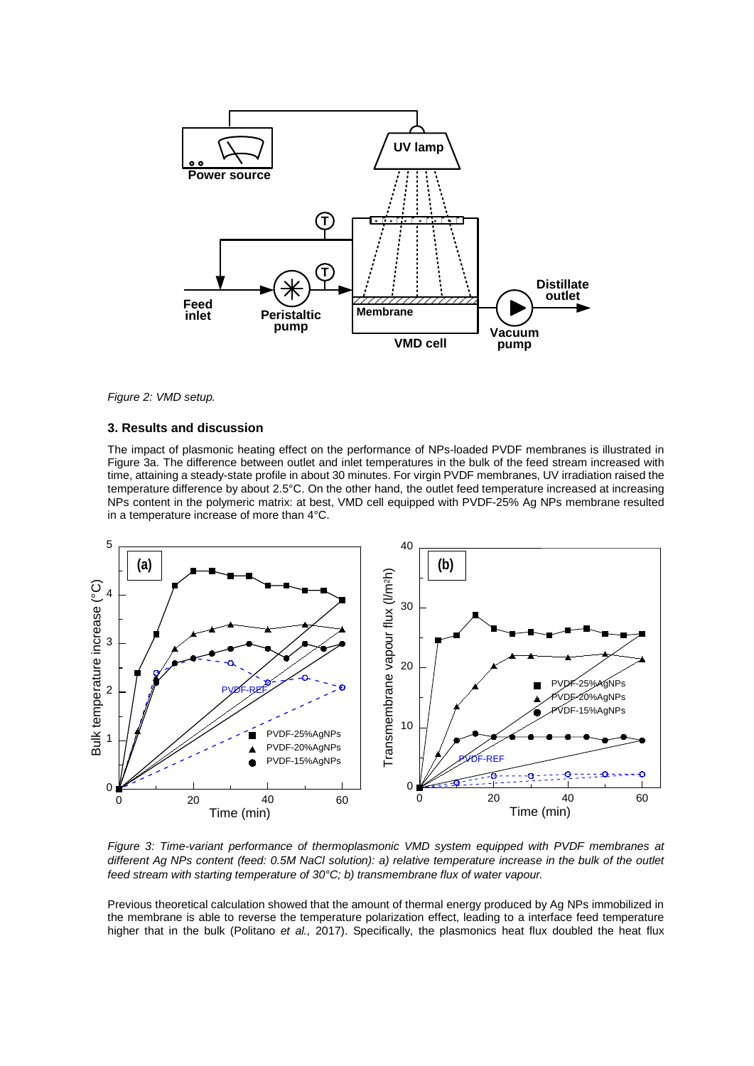*Figure 2: VMD setup.*

### 3. Results and discussion

The impact of plasmonic heating effect on the performance of NPs-loaded PVDF membranes is illustrated in Figure 3a. The difference between outlet and inlet temperatures in the bulk of the feed stream increased with time, attaining a steady-state profile in about 30 minutes. For virgin PVDF membranes, UV irradiation raised the temperature difference by about 2.5°C. On the other hand, the outlet feed temperature increased at increasing NPs content in the polymeric matrix: at best, VMD cell equipped with PVDF-25% Ag NPs membrane resulted in a temperature increase of more than 4°C.

*Figure 3: Time-variant performance of thermoplasmonic VMD system equipped with PVDF membranes at different Ag NPs content (feed: 0.5M NaCl solution): a) relative temperature increase in the bulk of the outlet feed stream with starting temperature of 30°C; b) transmembrane flux of water vapour.*

Previous theoretical calculation showed that the amount of thermal energy produced by Ag NPs immobilized in the membrane is able to reverse the temperature polarization effect, leading to a interface feed temperature higher that in the bulk (Politano *et al.,* 2017). Specifically, the plasmonics heat flux doubled the heat flux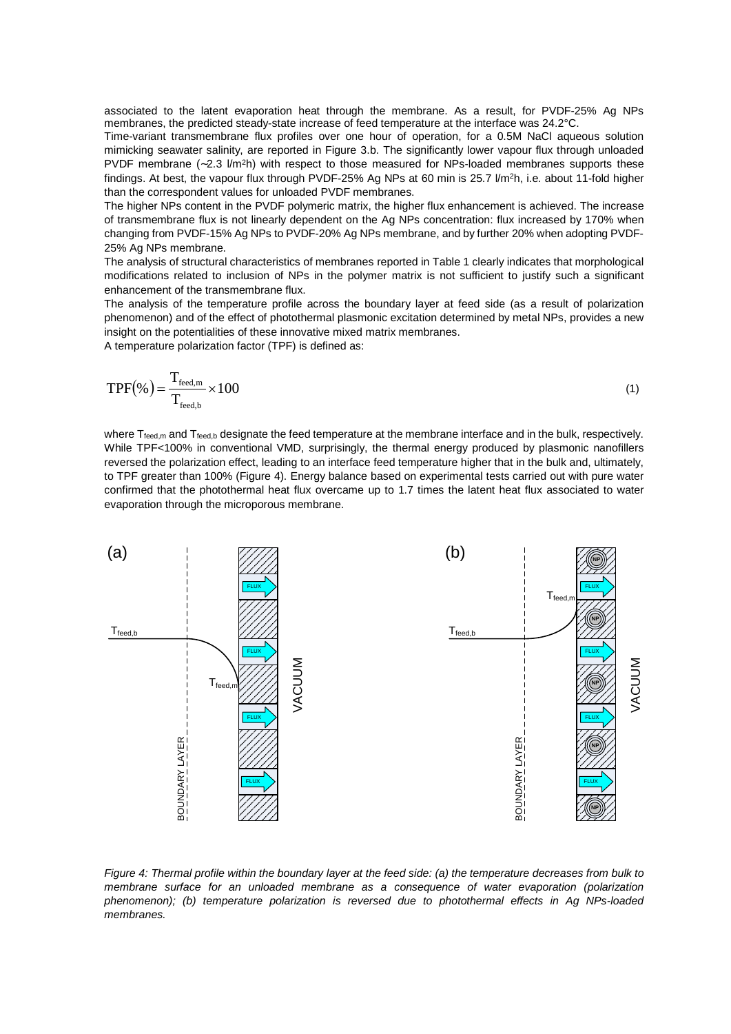associated to the latent evaporation heat through the membrane. As a result, for PVDF-25% Ag NPs membranes, the predicted steady-state increase of feed temperature at the interface was 24.2°C.

Time-variant transmembrane flux profiles over one hour of operation, for a 0.5M NaCl aqueous solution mimicking seawater salinity, are reported in Figure 3.b. The significantly lower vapour flux through unloaded PVDF membrane (~2.3 $l/m^2h$) with respect to those measured for NPs-loaded membranes supports these findings. At best, the vapour flux through PVDF-25% Ag NPs at 60 min is 25.7 $l/m^2h$, i.e. about 11-fold higher than the correspondent values for unloaded PVDF membranes.

The higher NPs content in the PVDF polymeric matrix, the higher flux enhancement is achieved. The increase of transmembrane flux is not linearly dependent on the Ag NPs concentration: flux increased by 170% when changing from PVDF-15% Ag NPs to PVDF-20% Ag NPs membrane, and by further 20% when adopting PVDF-25% Ag NPs membrane.

The analysis of structural characteristics of membranes reported in Table 1 clearly indicates that morphological modifications related to inclusion of NPs in the polymer matrix is not sufficient to justify such a significant enhancement of the transmembrane flux.

The analysis of the temperature profile across the boundary layer at feed side (as a result of polarization phenomenon) and of the effect of photothermal plasmonic excitation determined by metal NPs, provides a new insight on the potentialities of these innovative mixed matrix membranes.

A temperature polarization factor (TPF) is defined as:

$$\mathrm{TPF}(\%) = \frac{T_{\mathrm{feed,m}}}{T_{\mathrm{feed,b}}} \times 100 \tag{1}$$

where $T_{feed,m}$ and $T_{feed,b}$ designate the feed temperature at the membrane interface and in the bulk, respectively. While TPF<100% in conventional VMD, surprisingly, the thermal energy produced by plasmonic nanofillers reversed the polarization effect, leading to an interface feed temperature higher that in the bulk and, ultimately, to TPF greater than 100% (Figure 4). Energy balance based on experimental tests carried out with pure water confirmed that the photothermal heat flux overcame up to 1.7 times the latent heat flux associated to water evaporation through the microporous membrane.

*Figure 4: Thermal profile within the boundary layer at the feed side: (a) the temperature decreases from bulk to membrane surface for an unloaded membrane as a consequence of water evaporation (polarization phenomenon); (b) temperature polarization is reversed due to photothermal effects in Ag NPs-loaded membranes.*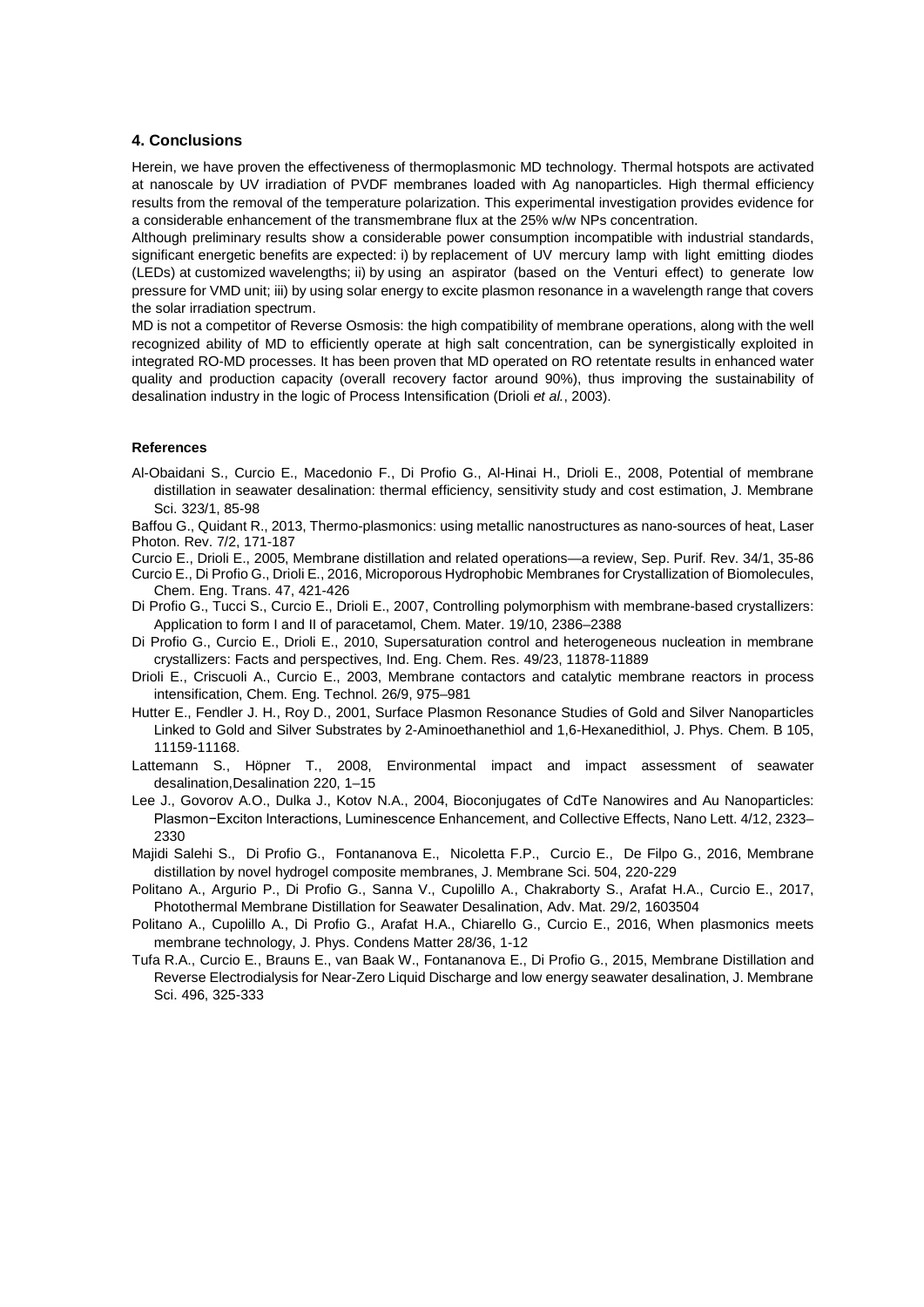## 4. Conclusions

Herein, we have proven the effectiveness of thermoplasmonic MD technology. Thermal hotspots are activated at nanoscale by UV irradiation of PVDF membranes loaded with Ag nanoparticles. High thermal efficiency results from the removal of the temperature polarization. This experimental investigation provides evidence for a considerable enhancement of the transmembrane flux at the 25% w/w NPs concentration.

Although preliminary results show a considerable power consumption incompatible with industrial standards, significant energetic benefits are expected: i) by replacement of UV mercury lamp with light emitting diodes (LEDs) at customized wavelengths; ii) by using an aspirator (based on the Venturi effect) to generate low pressure for VMD unit; iii) by using solar energy to excite plasmon resonance in a wavelength range that covers the solar irradiation spectrum.

MD is not a competitor of Reverse Osmosis: the high compatibility of membrane operations, along with the well recognized ability of MD to efficiently operate at high salt concentration, can be synergistically exploited in integrated RO-MD processes. It has been proven that MD operated on RO retentate results in enhanced water quality and production capacity (overall recovery factor around 90%), thus improving the sustainability of desalination industry in the logic of Process Intensification (Drioli *et al.*, 2003).

### References

Al-Obaidani S., Curcio E., Macedonio F., Di Profio G., Al-Hinai H., Drioli E., 2008, Potential of membrane distillation in seawater desalination: thermal efficiency, sensitivity study and cost estimation, J. Membrane Sci. 323/1, 85-98

Baffou G., Quidant R., 2013, Thermo-plasmonics: using metallic nanostructures as nano-sources of heat, Laser Photon. Rev. 7/2, 171-187

Curcio E., Drioli E., 2005, Membrane distillation and related operations—a review, Sep. Purif. Rev. 34/1, 35-86

Curcio E., Di Profio G., Drioli E., 2016, Microporous Hydrophobic Membranes for Crystallization of Biomolecules, Chem. Eng. Trans. 47, 421-426

Di Profio G., Tucci S., Curcio E., Drioli E., 2007, Controlling polymorphism with membrane-based crystallizers: Application to form I and II of paracetamol, Chem. Mater. 19/10, 2386–2388

Di Profio G., Curcio E., Drioli E., 2010, Supersaturation control and heterogeneous nucleation in membrane crystallizers: Facts and perspectives, Ind. Eng. Chem. Res. 49/23, 11878-11889

Drioli E., Criscuoli A., Curcio E., 2003, Membrane contactors and catalytic membrane reactors in process intensification, Chem. Eng. Technol. 26/9, 975–981

Hutter E., Fendler J. H., Roy D., 2001, Surface Plasmon Resonance Studies of Gold and Silver Nanoparticles Linked to Gold and Silver Substrates by 2-Aminoethanethiol and 1,6-Hexanedithiol, J. Phys. Chem. B 105, 11159-11168.

Lattemann S., Höpner T., 2008, Environmental impact and impact assessment of seawater desalination,Desalination 220, 1–15

Lee J., Govorov A.O., Dulka J., Kotov N.A., 2004, Bioconjugates of CdTe Nanowires and Au Nanoparticles: Plasmon−Exciton Interactions, Luminescence Enhancement, and Collective Effects, Nano Lett. 4/12, 2323–2330

Majidi Salehi S., Di Profio G., Fontananova E., Nicoletta F.P., Curcio E., De Filpo G., 2016, Membrane distillation by novel hydrogel composite membranes, J. Membrane Sci. 504, 220-229

Politano A., Argurio P., Di Profio G., Sanna V., Cupolillo A., Chakraborty S., Arafat H.A., Curcio E., 2017, Photothermal Membrane Distillation for Seawater Desalination, Adv. Mat. 29/2, 1603504

Politano A., Cupolillo A., Di Profio G., Arafat H.A., Chiarello G., Curcio E., 2016, When plasmonics meets membrane technology, J. Phys. Condens Matter 28/36, 1-12

Tufa R.A., Curcio E., Brauns E., van Baak W., Fontananova E., Di Profio G., 2015, Membrane Distillation and Reverse Electrodialysis for Near-Zero Liquid Discharge and low energy seawater desalination, J. Membrane Sci. 496, 325-333